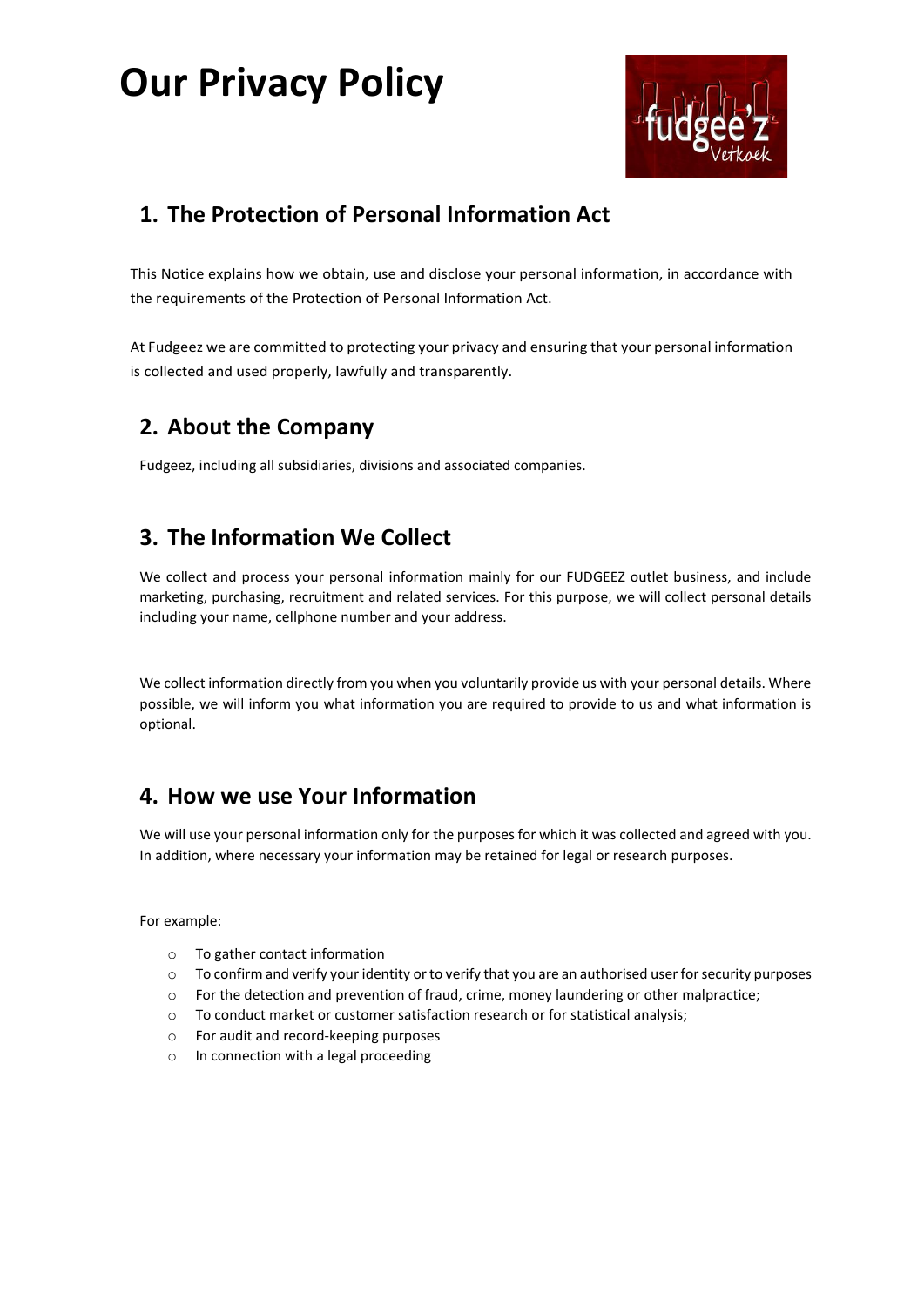# Our Privacy Policy

## 1. The Protection of Personal Information Act

This Notice explains how we obtain, use and disclose your personal information, in accordance with the requirements of the Protection of Personal Information Act.

At Fudgeez we are committed to protecting your privacy and ensuring that your personal information is collected and used properly, lawfully and transparently.

## 2. About the Company

Fudgeez, including all subsidiaries, divisions and associated companies.

## 3. The Information We Collect

We collect and process your personal information mainly for our FUDGEEZ outlet business, and include marketing, purchasing, recruitment and related services. For this purpose, we will collect personal details including your name, cellphone number and your address.

We collect information directly from you when you voluntarily provide us with your personal details. Where possible, we will inform you what information you are required to provide to us and what information is optional.

## 4. How we use Your Information

We will use your personal information only for the purposes for which it was collected and agreed with you. In addition, where necessary your information may be retained for legal or research purposes.

For example:

- To gather contact information
- To confirm and verify your identity or to verify that you are an authorised user for security purposes
- For the detection and prevention of fraud, crime, money laundering or other malpractice;
- To conduct market or customer satisfaction research or for statistical analysis;
- For audit and record-keeping purposes
- In connection with a legal proceeding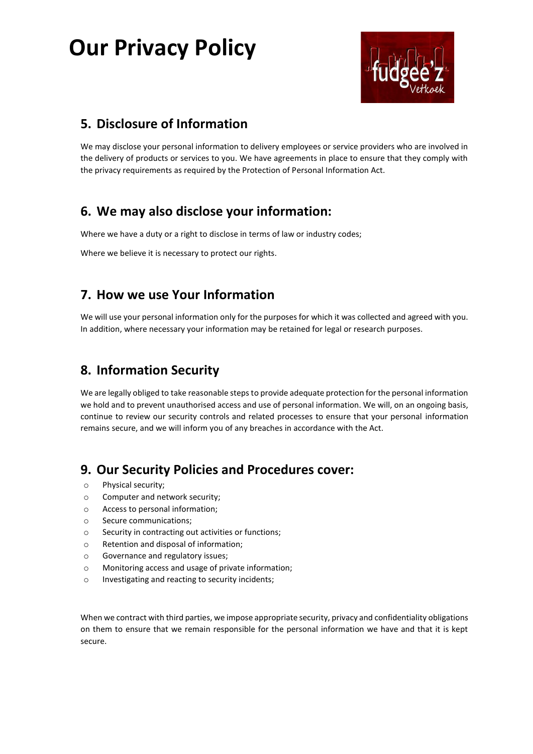# Our Privacy Policy

## 5. Disclosure of Information

We may disclose your personal information to delivery employees or service providers who are involved in the delivery of products or services to you. We have agreements in place to ensure that they comply with the privacy requirements as required by the Protection of Personal Information Act.

## 6. We may also disclose your information:

Where we have a duty or a right to disclose in terms of law or industry codes;

Where we believe it is necessary to protect our rights.

## 7. How we use Your Information

We will use your personal information only for the purposes for which it was collected and agreed with you. In addition, where necessary your information may be retained for legal or research purposes.

## 8. Information Security

We are legally obliged to take reasonable steps to provide adequate protection for the personal information we hold and to prevent unauthorised access and use of personal information. We will, on an ongoing basis, continue to review our security controls and related processes to ensure that your personal information remains secure, and we will inform you of any breaches in accordance with the Act.

## 9. Our Security Policies and Procedures cover:

- Physical security;
- Computer and network security;
- Access to personal information;
- Secure communications;
- Security in contracting out activities or functions;
- Retention and disposal of information;
- Governance and regulatory issues;
- Monitoring access and usage of private information;
- Investigating and reacting to security incidents;

When we contract with third parties, we impose appropriate security, privacy and confidentiality obligations on them to ensure that we remain responsible for the personal information we have and that it is kept secure.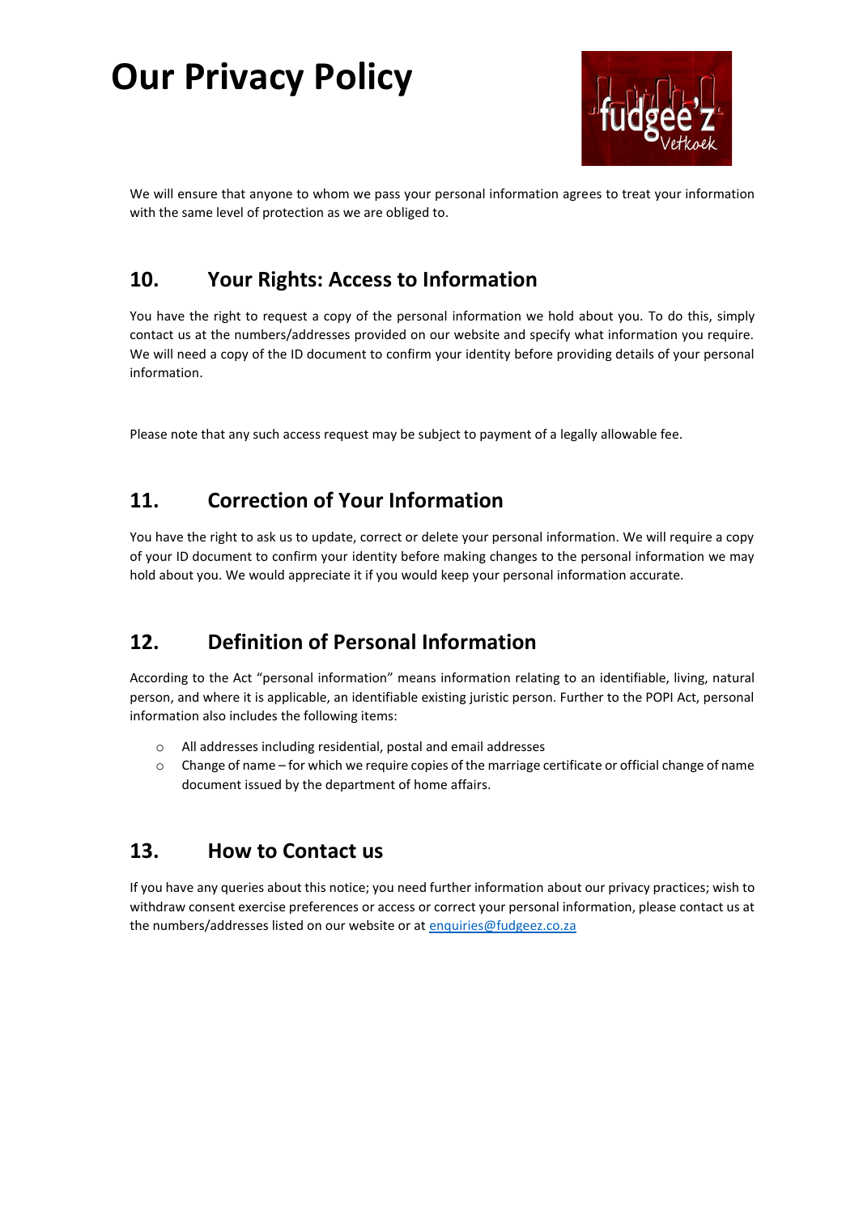# Our Privacy Policy

We will ensure that anyone to whom we pass your personal information agrees to treat your information with the same level of protection as we are obliged to.

## 10. Your Rights: Access to Information

You have the right to request a copy of the personal information we hold about you. To do this, simply contact us at the numbers/addresses provided on our website and specify what information you require. We will need a copy of the ID document to confirm your identity before providing details of your personal information.

Please note that any such access request may be subject to payment of a legally allowable fee.

## 11. Correction of Your Information

You have the right to ask us to update, correct or delete your personal information. We will require a copy of your ID document to confirm your identity before making changes to the personal information we may hold about you. We would appreciate it if you would keep your personal information accurate.

## 12. Definition of Personal Information

According to the Act "personal information" means information relating to an identifiable, living, natural person, and where it is applicable, an identifiable existing juristic person. Further to the POPI Act, personal information also includes the following items:

- All addresses including residential, postal and email addresses
- Change of name – for which we require copies of the marriage certificate or official change of name document issued by the department of home affairs.

## 13. How to Contact us

If you have any queries about this notice; you need further information about our privacy practices; wish to withdraw consent exercise preferences or access or correct your personal information, please contact us at the numbers/addresses listed on our website or at enquiries@fudgeez.co.za